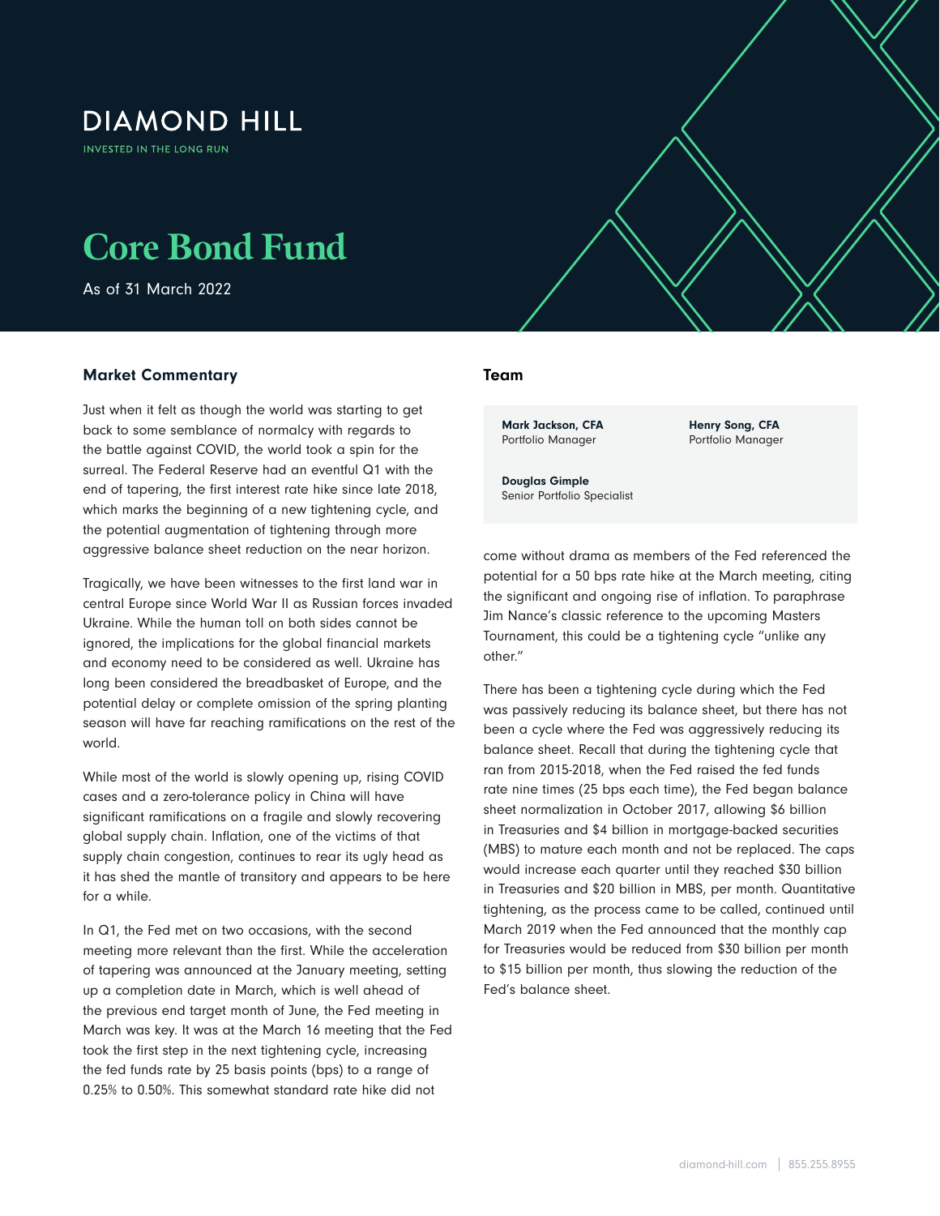DIAMOND HILL

INVESTED IN THE LONG RUN

# Core Bond Fund

As of 31 March 2022

## Market Commentary

Just when it felt as though the world was starting to get back to some semblance of normalcy with regards to the battle against COVID, the world took a spin for the surreal. The Federal Reserve had an eventful Q1 with the end of tapering, the first interest rate hike since late 2018, which marks the beginning of a new tightening cycle, and the potential augmentation of tightening through more aggressive balance sheet reduction on the near horizon.

Tragically, we have been witnesses to the first land war in central Europe since World War II as Russian forces invaded Ukraine. While the human toll on both sides cannot be ignored, the implications for the global financial markets and economy need to be considered as well. Ukraine has long been considered the breadbasket of Europe, and the potential delay or complete omission of the spring planting season will have far reaching ramifications on the rest of the world.

While most of the world is slowly opening up, rising COVID cases and a zero-tolerance policy in China will have significant ramifications on a fragile and slowly recovering global supply chain. Inflation, one of the victims of that supply chain congestion, continues to rear its ugly head as it has shed the mantle of transitory and appears to be here for a while.

In Q1, the Fed met on two occasions, with the second meeting more relevant than the first. While the acceleration of tapering was announced at the January meeting, setting up a completion date in March, which is well ahead of the previous end target month of June, the Fed meeting in March was key. It was at the March 16 meeting that the Fed took the first step in the next tightening cycle, increasing the fed funds rate by 25 basis points (bps) to a range of 0.25% to 0.50%. This somewhat standard rate hike did not come without drama as members of the Fed referenced the potential for a 50 bps rate hike at the March meeting, citing the significant and ongoing rise of inflation. To paraphrase Jim Nance's classic reference to the upcoming Masters Tournament, this could be a tightening cycle "unlike any other."

There has been a tightening cycle during which the Fed was passively reducing its balance sheet, but there has not been a cycle where the Fed was aggressively reducing its balance sheet. Recall that during the tightening cycle that ran from 2015-2018, when the Fed raised the fed funds rate nine times (25 bps each time), the Fed began balance sheet normalization in October 2017, allowing $6 billion in Treasuries and $4 billion in mortgage-backed securities (MBS) to mature each month and not be replaced. The caps would increase each quarter until they reached $30 billion in Treasuries and $20 billion in MBS, per month. Quantitative tightening, as the process came to be called, continued until March 2019 when the Fed announced that the monthly cap for Treasuries would be reduced from $30 billion per month to $15 billion per month, thus slowing the reduction of the Fed's balance sheet.

## Team

**Mark Jackson, CFA**
Portfolio Manager

**Henry Song, CFA**
Portfolio Manager

**Douglas Gimple**
Senior Portfolio Specialist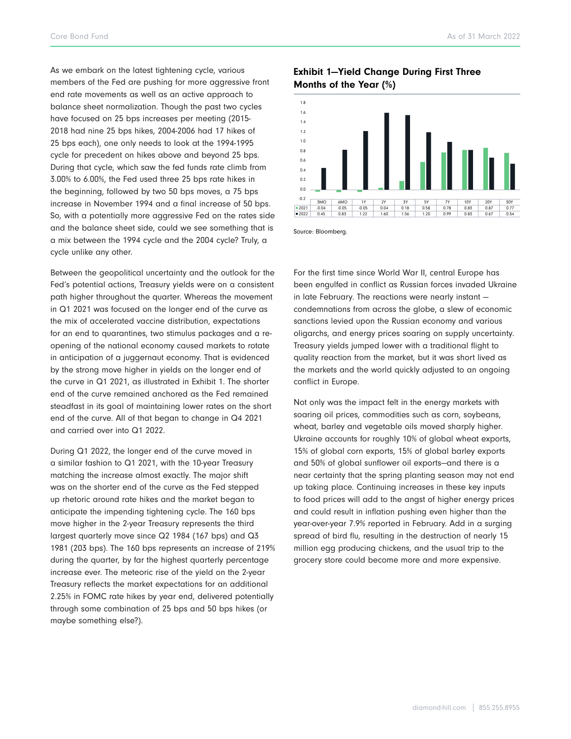As we embark on the latest tightening cycle, various members of the Fed are pushing for more aggressive front end rate movements as well as an active approach to balance sheet normalization. Though the past two cycles have focused on 25 bps increases per meeting (2015-2018 had nine 25 bps hikes, 2004-2006 had 17 hikes of 25 bps each), one only needs to look at the 1994-1995 cycle for precedent on hikes above and beyond 25 bps. During that cycle, which saw the fed funds rate climb from 3.00% to 6.00%, the Fed used three 25 bps rate hikes in the beginning, followed by two 50 bps moves, a 75 bps increase in November 1994 and a final increase of 50 bps. So, with a potentially more aggressive Fed on the rates side and the balance sheet side, could we see something that is a mix between the 1994 cycle and the 2004 cycle? Truly, a cycle unlike any other.

Between the geopolitical uncertainty and the outlook for the Fed's potential actions, Treasury yields were on a consistent path higher throughout the quarter. Whereas the movement in Q1 2021 was focused on the longer end of the curve as the mix of accelerated vaccine distribution, expectations for an end to quarantines, two stimulus packages and a re-opening of the national economy caused markets to rotate in anticipation of a juggernaut economy. That is evidenced by the strong move higher in yields on the longer end of the curve in Q1 2021, as illustrated in Exhibit 1. The shorter end of the curve remained anchored as the Fed remained steadfast in its goal of maintaining lower rates on the short end of the curve. All of that began to change in Q4 2021 and carried over into Q1 2022.

During Q1 2022, the longer end of the curve moved in a similar fashion to Q1 2021, with the 10-year Treasury matching the increase almost exactly. The major shift was on the shorter end of the curve as the Fed stepped up rhetoric around rate hikes and the market began to anticipate the impending tightening cycle. The 160 bps move higher in the 2-year Treasury represents the third largest quarterly move since Q2 1984 (167 bps) and Q3 1981 (203 bps). The 160 bps represents an increase of 219% during the quarter, by far the highest quarterly percentage increase ever. The meteoric rise of the yield on the 2-year Treasury reflects the market expectations for an additional 2.25% in FOMC rate hikes by year end, delivered potentially through some combination of 25 bps and 50 bps hikes (or maybe something else?).

### Exhibit 1—Yield Change During First Three Months of the Year (%)

| | 3MO | 6MO | 1Y | 2Y | 3Y | 5Y | 7Y | 10Y | 20Y | 30Y |
|---|---|---|---|---|---|---|---|---|---|---|
| 2021 | -0.04 | -0.05 | -0.05 | 0.04 | 0.18 | 0.58 | 0.78 | 0.83 | 0.87 | 0.77 |
| 2022 | 0.45 | 0.83 | 1.22 | 1.60 | 1.56 | 1.20 | 0.99 | 0.83 | 0.67 | 0.54 |

Source: Bloomberg.

For the first time since World War II, central Europe has been engulfed in conflict as Russian forces invaded Ukraine in late February. The reactions were nearly instant — condemnations from across the globe, a slew of economic sanctions levied upon the Russian economy and various oligarchs, and energy prices soaring on supply uncertainty. Treasury yields jumped lower with a traditional flight to quality reaction from the market, but it was short lived as the markets and the world quickly adjusted to an ongoing conflict in Europe.

Not only was the impact felt in the energy markets with soaring oil prices, commodities such as corn, soybeans, wheat, barley and vegetable oils moved sharply higher. Ukraine accounts for roughly 10% of global wheat exports, 15% of global corn exports, 15% of global barley exports and 50% of global sunflower oil exports—and there is a near certainty that the spring planting season may not end up taking place. Continuing increases in these key inputs to food prices will add to the angst of higher energy prices and could result in inflation pushing even higher than the year-over-year 7.9% reported in February. Add in a surging spread of bird flu, resulting in the destruction of nearly 15 million egg producing chickens, and the usual trip to the grocery store could become more and more expensive.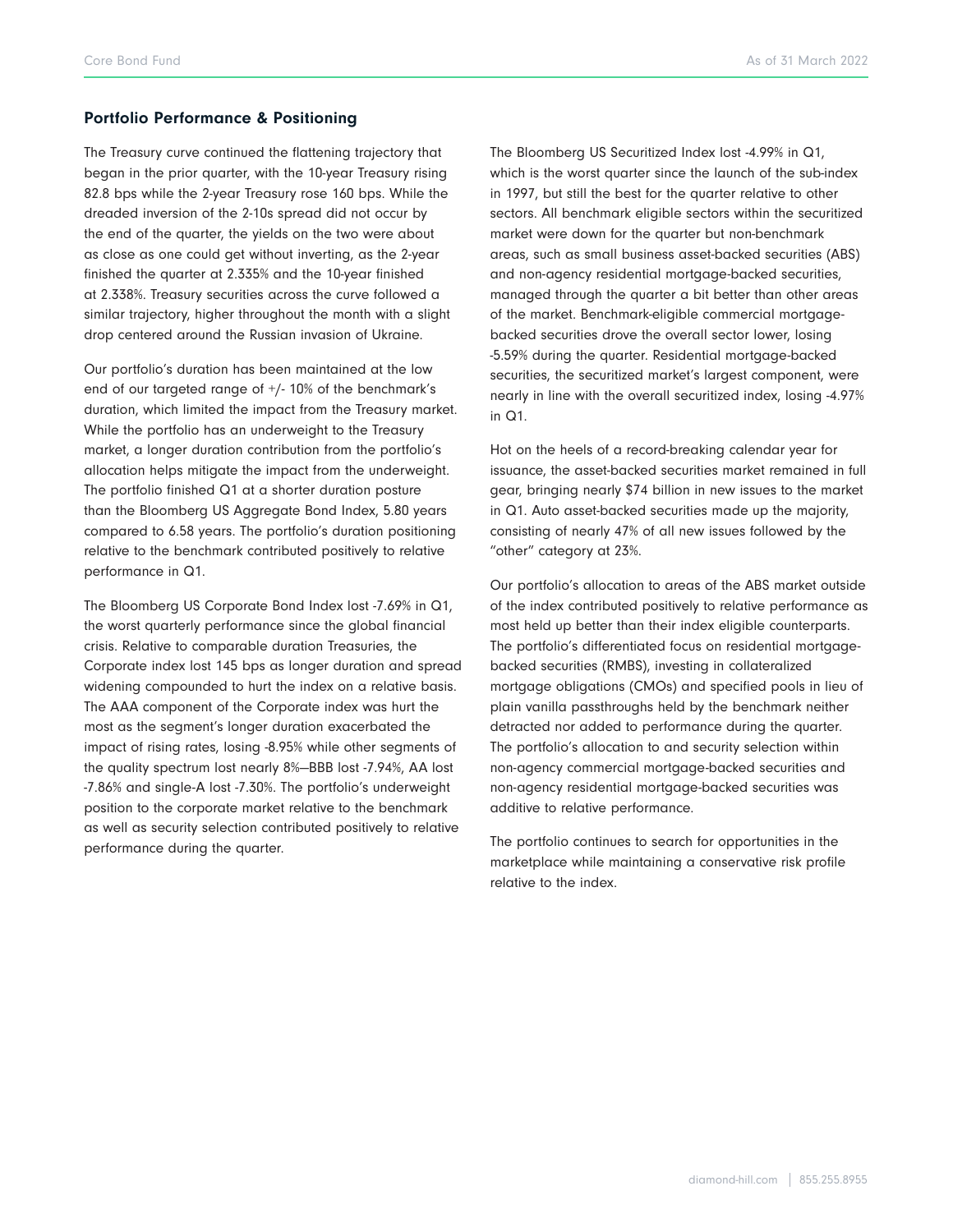## Portfolio Performance & Positioning

The Treasury curve continued the flattening trajectory that began in the prior quarter, with the 10-year Treasury rising 82.8 bps while the 2-year Treasury rose 160 bps. While the dreaded inversion of the 2-10s spread did not occur by the end of the quarter, the yields on the two were about as close as one could get without inverting, as the 2-year finished the quarter at 2.335% and the 10-year finished at 2.338%. Treasury securities across the curve followed a similar trajectory, higher throughout the month with a slight drop centered around the Russian invasion of Ukraine.

Our portfolio's duration has been maintained at the low end of our targeted range of +/- 10% of the benchmark's duration, which limited the impact from the Treasury market. While the portfolio has an underweight to the Treasury market, a longer duration contribution from the portfolio's allocation helps mitigate the impact from the underweight. The portfolio finished Q1 at a shorter duration posture than the Bloomberg US Aggregate Bond Index, 5.80 years compared to 6.58 years. The portfolio's duration positioning relative to the benchmark contributed positively to relative performance in Q1.

The Bloomberg US Corporate Bond Index lost -7.69% in Q1, the worst quarterly performance since the global financial crisis. Relative to comparable duration Treasuries, the Corporate index lost 145 bps as longer duration and spread widening compounded to hurt the index on a relative basis. The AAA component of the Corporate index was hurt the most as the segment's longer duration exacerbated the impact of rising rates, losing -8.95% while other segments of the quality spectrum lost nearly 8%—BBB lost -7.94%, AA lost -7.86% and single-A lost -7.30%. The portfolio's underweight position to the corporate market relative to the benchmark as well as security selection contributed positively to relative performance during the quarter.

The Bloomberg US Securitized Index lost -4.99% in Q1, which is the worst quarter since the launch of the sub-index in 1997, but still the best for the quarter relative to other sectors. All benchmark eligible sectors within the securitized market were down for the quarter but non-benchmark areas, such as small business asset-backed securities (ABS) and non-agency residential mortgage-backed securities, managed through the quarter a bit better than other areas of the market. Benchmark-eligible commercial mortgage-backed securities drove the overall sector lower, losing -5.59% during the quarter. Residential mortgage-backed securities, the securitized market's largest component, were nearly in line with the overall securitized index, losing -4.97% in Q1.

Hot on the heels of a record-breaking calendar year for issuance, the asset-backed securities market remained in full gear, bringing nearly $74 billion in new issues to the market in Q1. Auto asset-backed securities made up the majority, consisting of nearly 47% of all new issues followed by the "other" category at 23%.

Our portfolio's allocation to areas of the ABS market outside of the index contributed positively to relative performance as most held up better than their index eligible counterparts. The portfolio's differentiated focus on residential mortgage-backed securities (RMBS), investing in collateralized mortgage obligations (CMOs) and specified pools in lieu of plain vanilla passthroughs held by the benchmark neither detracted nor added to performance during the quarter. The portfolio's allocation to and security selection within non-agency commercial mortgage-backed securities and non-agency residential mortgage-backed securities was additive to relative performance.

The portfolio continues to search for opportunities in the marketplace while maintaining a conservative risk profile relative to the index.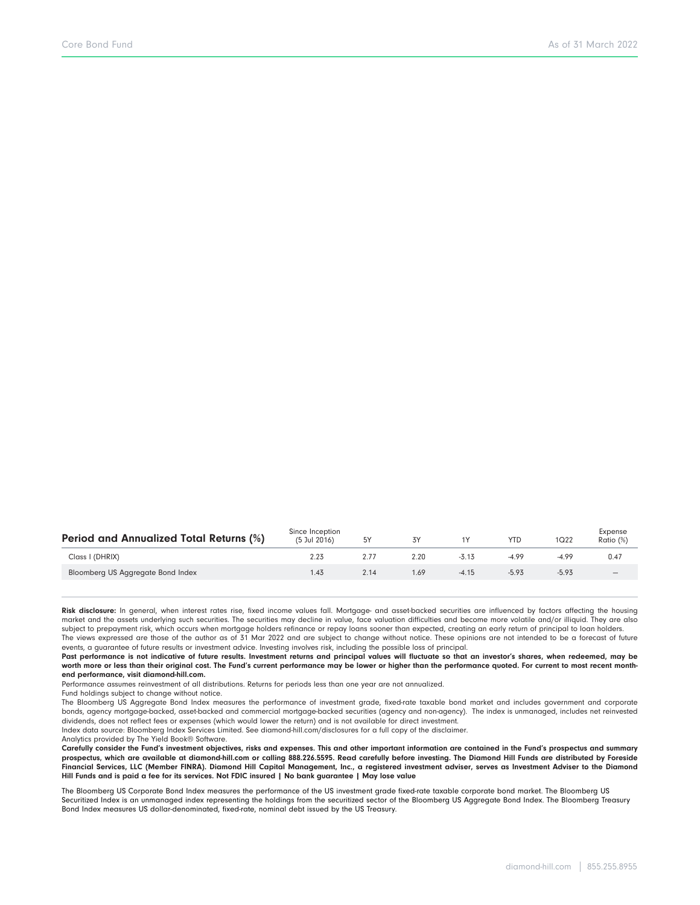| Period and Annualized Total Returns (%) | Since Inception (5 Jul 2016) | 5Y | 3Y | 1Y | YTD | 1Q22 | Expense Ratio (%) |
|---|---|---|---|---|---|---|---|
| Class I (DHRIX) | 2.23 | 2.77 | 2.20 | -3.13 | -4.99 | -4.99 | 0.47 |
| Bloomberg US Aggregate Bond Index | 1.43 | 2.14 | 1.69 | -4.15 | -5.93 | -5.93 | — |

**Risk disclosure:** In general, when interest rates rise, fixed income values fall. Mortgage- and asset-backed securities are influenced by factors affecting the housing market and the assets underlying such securities. The securities may decline in value, face valuation difficulties and become more volatile and/or illiquid. They are also subject to prepayment risk, which occurs when mortgage holders refinance or repay loans sooner than expected, creating an early return of principal to loan holders.

The views expressed are those of the author as of 31 Mar 2022 and are subject to change without notice. These opinions are not intended to be a forecast of future events, a guarantee of future results or investment advice. Investing involves risk, including the possible loss of principal.

**Past performance is not indicative of future results. Investment returns and principal values will fluctuate so that an investor's shares, when redeemed, may be worth more or less than their original cost. The Fund's current performance may be lower or higher than the performance quoted. For current to most recent month-end performance, visit diamond-hill.com.**

Performance assumes reinvestment of all distributions. Returns for periods less than one year are not annualized.

Fund holdings subject to change without notice.

The Bloomberg US Aggregate Bond Index measures the performance of investment grade, fixed-rate taxable bond market and includes government and corporate bonds, agency mortgage-backed, asset-backed and commercial mortgage-backed securities (agency and non-agency). The index is unmanaged, includes net reinvested dividends, does not reflect fees or expenses (which would lower the return) and is not available for direct investment.

Index data source: Bloomberg Index Services Limited. See diamond-hill.com/disclosures for a full copy of the disclaimer.

Analytics provided by The Yield Book® Software.

**Carefully consider the Fund's investment objectives, risks and expenses. This and other important information are contained in the Fund's prospectus and summary prospectus, which are available at diamond-hill.com or calling 888.226.5595. Read carefully before investing. The Diamond Hill Funds are distributed by Foreside Financial Services, LLC (Member FINRA). Diamond Hill Capital Management, Inc., a registered investment adviser, serves as Investment Adviser to the Diamond Hill Funds and is paid a fee for its services. Not FDIC insured | No bank guarantee | May lose value**

The Bloomberg US Corporate Bond Index measures the performance of the US investment grade fixed-rate taxable corporate bond market. The Bloomberg US Securitized Index is an unmanaged index representing the holdings from the securitized sector of the Bloomberg US Aggregate Bond Index. The Bloomberg Treasury Bond Index measures US dollar-denominated, fixed-rate, nominal debt issued by the US Treasury.